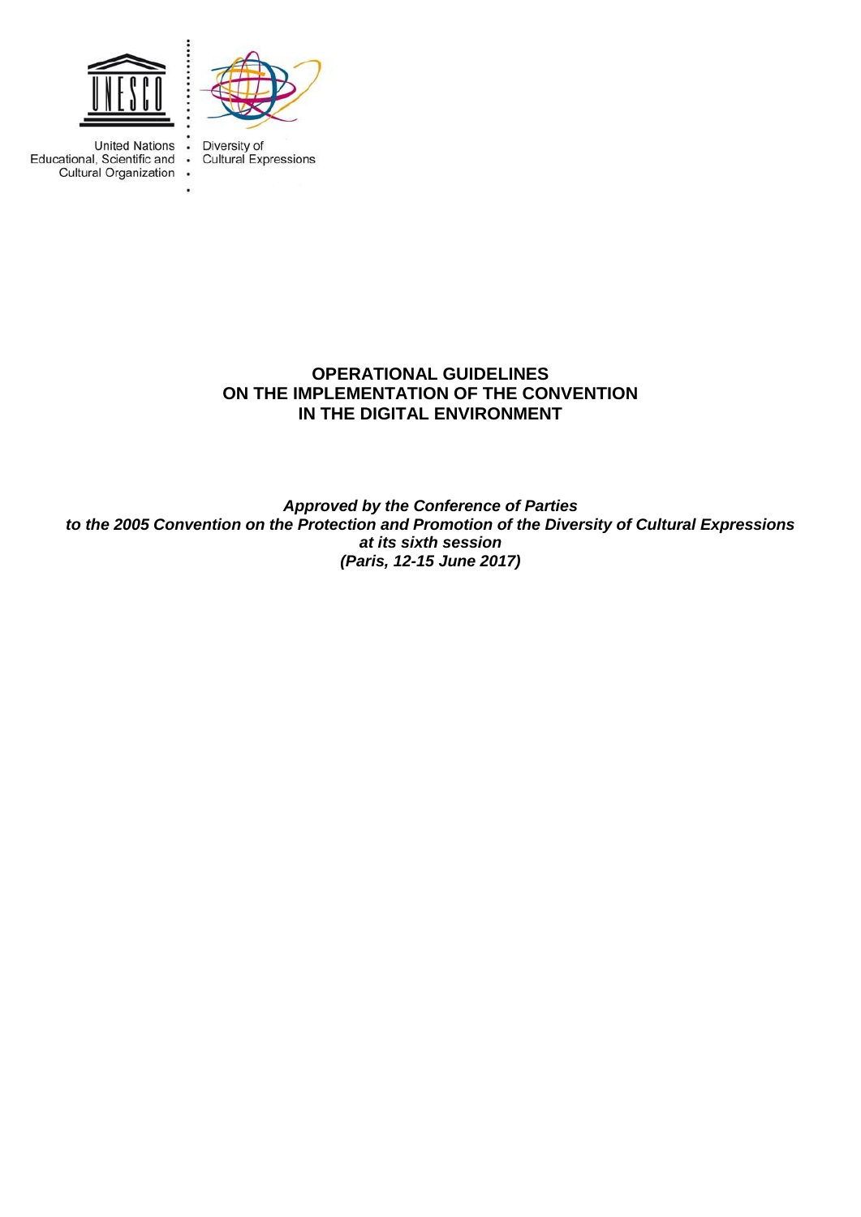United Nations
Educational, Scientific and
Cultural Organization

Diversity of
Cultural Expressions

# OPERATIONAL GUIDELINES ON THE IMPLEMENTATION OF THE CONVENTION IN THE DIGITAL ENVIRONMENT

***Approved by the Conference of Parties to the 2005 Convention on the Protection and Promotion of the Diversity of Cultural Expressions at its sixth session (Paris, 12-15 June 2017)***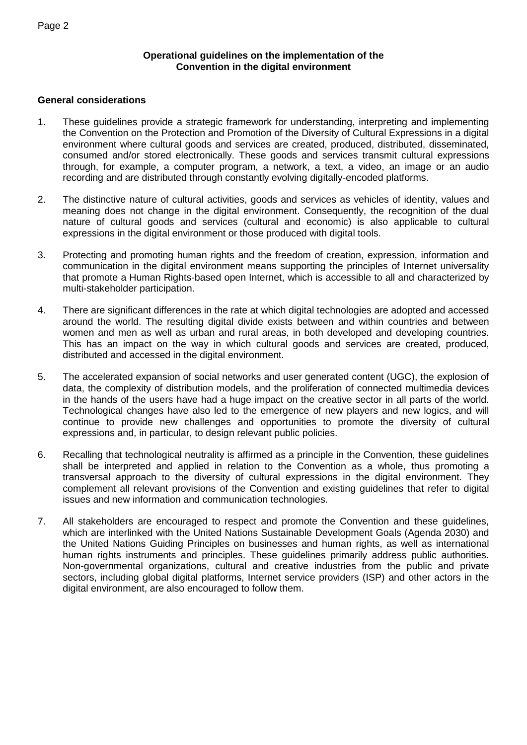## Operational guidelines on the implementation of the Convention in the digital environment

### General considerations

1. These guidelines provide a strategic framework for understanding, interpreting and implementing the Convention on the Protection and Promotion of the Diversity of Cultural Expressions in a digital environment where cultural goods and services are created, produced, distributed, disseminated, consumed and/or stored electronically. These goods and services transmit cultural expressions through, for example, a computer program, a network, a text, a video, an image or an audio recording and are distributed through constantly evolving digitally-encoded platforms.

2. The distinctive nature of cultural activities, goods and services as vehicles of identity, values and meaning does not change in the digital environment. Consequently, the recognition of the dual nature of cultural goods and services (cultural and economic) is also applicable to cultural expressions in the digital environment or those produced with digital tools.

3. Protecting and promoting human rights and the freedom of creation, expression, information and communication in the digital environment means supporting the principles of Internet universality that promote a Human Rights-based open Internet, which is accessible to all and characterized by multi-stakeholder participation.

4. There are significant differences in the rate at which digital technologies are adopted and accessed around the world. The resulting digital divide exists between and within countries and between women and men as well as urban and rural areas, in both developed and developing countries. This has an impact on the way in which cultural goods and services are created, produced, distributed and accessed in the digital environment.

5. The accelerated expansion of social networks and user generated content (UGC), the explosion of data, the complexity of distribution models, and the proliferation of connected multimedia devices in the hands of the users have had a huge impact on the creative sector in all parts of the world. Technological changes have also led to the emergence of new players and new logics, and will continue to provide new challenges and opportunities to promote the diversity of cultural expressions and, in particular, to design relevant public policies.

6. Recalling that technological neutrality is affirmed as a principle in the Convention, these guidelines shall be interpreted and applied in relation to the Convention as a whole, thus promoting a transversal approach to the diversity of cultural expressions in the digital environment. They complement all relevant provisions of the Convention and existing guidelines that refer to digital issues and new information and communication technologies.

7. All stakeholders are encouraged to respect and promote the Convention and these guidelines, which are interlinked with the United Nations Sustainable Development Goals (Agenda 2030) and the United Nations Guiding Principles on businesses and human rights, as well as international human rights instruments and principles. These guidelines primarily address public authorities. Non-governmental organizations, cultural and creative industries from the public and private sectors, including global digital platforms, Internet service providers (ISP) and other actors in the digital environment, are also encouraged to follow them.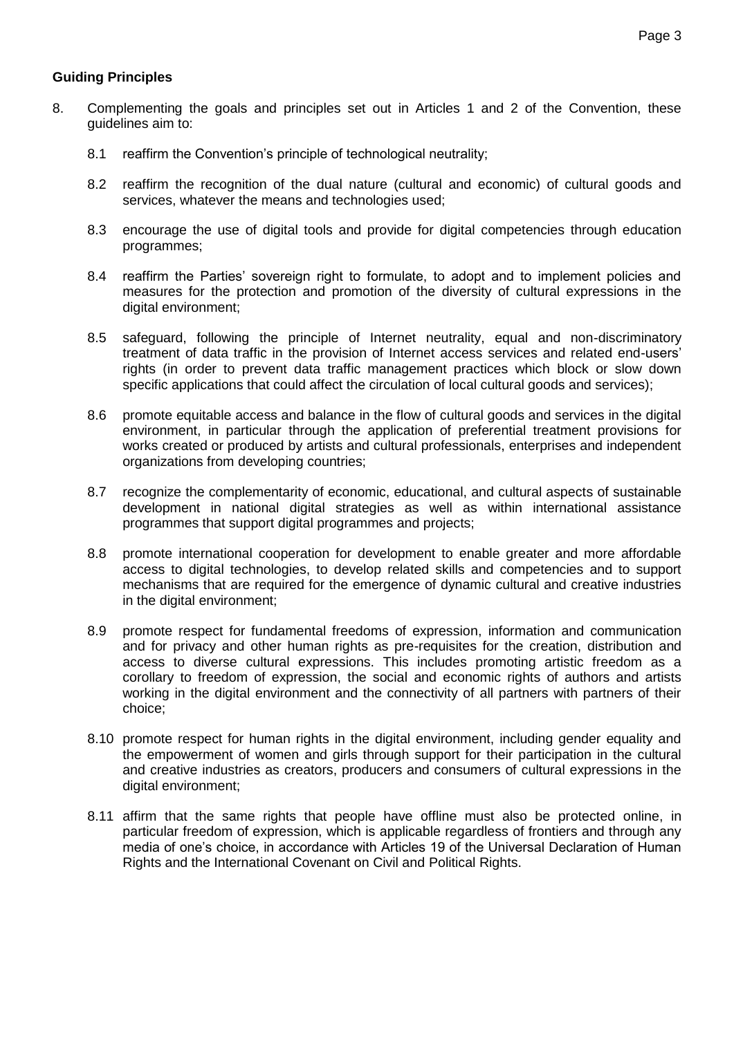**Guiding Principles**

8. Complementing the goals and principles set out in Articles 1 and 2 of the Convention, these guidelines aim to:

   8.1 reaffirm the Convention's principle of technological neutrality;

   8.2 reaffirm the recognition of the dual nature (cultural and economic) of cultural goods and services, whatever the means and technologies used;

   8.3 encourage the use of digital tools and provide for digital competencies through education programmes;

   8.4 reaffirm the Parties' sovereign right to formulate, to adopt and to implement policies and measures for the protection and promotion of the diversity of cultural expressions in the digital environment;

   8.5 safeguard, following the principle of Internet neutrality, equal and non-discriminatory treatment of data traffic in the provision of Internet access services and related end-users' rights (in order to prevent data traffic management practices which block or slow down specific applications that could affect the circulation of local cultural goods and services);

   8.6 promote equitable access and balance in the flow of cultural goods and services in the digital environment, in particular through the application of preferential treatment provisions for works created or produced by artists and cultural professionals, enterprises and independent organizations from developing countries;

   8.7 recognize the complementarity of economic, educational, and cultural aspects of sustainable development in national digital strategies as well as within international assistance programmes that support digital programmes and projects;

   8.8 promote international cooperation for development to enable greater and more affordable access to digital technologies, to develop related skills and competencies and to support mechanisms that are required for the emergence of dynamic cultural and creative industries in the digital environment;

   8.9 promote respect for fundamental freedoms of expression, information and communication and for privacy and other human rights as pre-requisites for the creation, distribution and access to diverse cultural expressions. This includes promoting artistic freedom as a corollary to freedom of expression, the social and economic rights of authors and artists working in the digital environment and the connectivity of all partners with partners of their choice;

   8.10 promote respect for human rights in the digital environment, including gender equality and the empowerment of women and girls through support for their participation in the cultural and creative industries as creators, producers and consumers of cultural expressions in the digital environment;

   8.11 affirm that the same rights that people have offline must also be protected online, in particular freedom of expression, which is applicable regardless of frontiers and through any media of one's choice, in accordance with Articles 19 of the Universal Declaration of Human Rights and the International Covenant on Civil and Political Rights.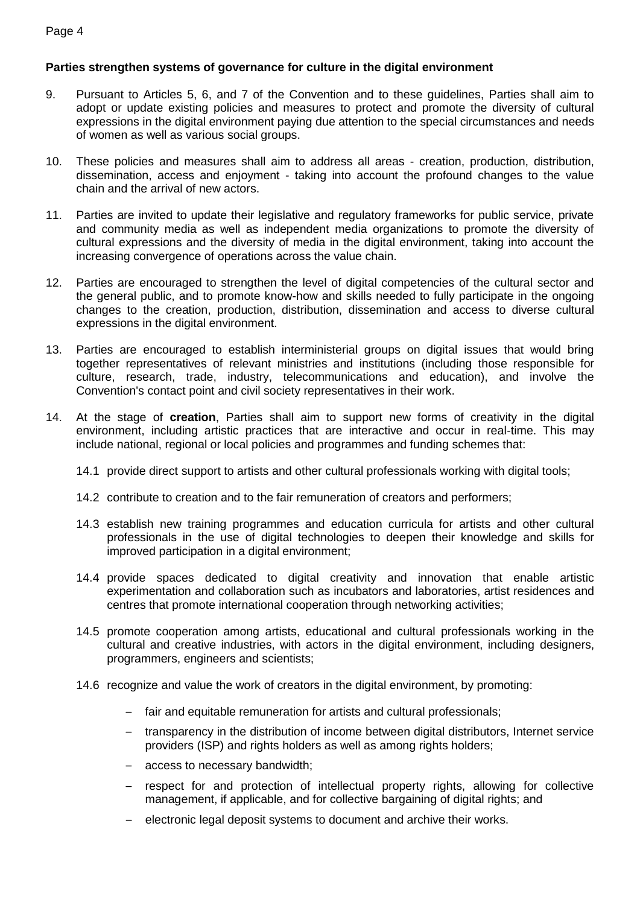**Parties strengthen systems of governance for culture in the digital environment**

9. Pursuant to Articles 5, 6, and 7 of the Convention and to these guidelines, Parties shall aim to adopt or update existing policies and measures to protect and promote the diversity of cultural expressions in the digital environment paying due attention to the special circumstances and needs of women as well as various social groups.

10. These policies and measures shall aim to address all areas - creation, production, distribution, dissemination, access and enjoyment - taking into account the profound changes to the value chain and the arrival of new actors.

11. Parties are invited to update their legislative and regulatory frameworks for public service, private and community media as well as independent media organizations to promote the diversity of cultural expressions and the diversity of media in the digital environment, taking into account the increasing convergence of operations across the value chain.

12. Parties are encouraged to strengthen the level of digital competencies of the cultural sector and the general public, and to promote know-how and skills needed to fully participate in the ongoing changes to the creation, production, distribution, dissemination and access to diverse cultural expressions in the digital environment.

13. Parties are encouraged to establish interministerial groups on digital issues that would bring together representatives of relevant ministries and institutions (including those responsible for culture, research, trade, industry, telecommunications and education), and involve the Convention's contact point and civil society representatives in their work.

14. At the stage of **creation**, Parties shall aim to support new forms of creativity in the digital environment, including artistic practices that are interactive and occur in real-time. This may include national, regional or local policies and programmes and funding schemes that:

    14.1 provide direct support to artists and other cultural professionals working with digital tools;

    14.2 contribute to creation and to the fair remuneration of creators and performers;

    14.3 establish new training programmes and education curricula for artists and other cultural professionals in the use of digital technologies to deepen their knowledge and skills for improved participation in a digital environment;

    14.4 provide spaces dedicated to digital creativity and innovation that enable artistic experimentation and collaboration such as incubators and laboratories, artist residences and centres that promote international cooperation through networking activities;

    14.5 promote cooperation among artists, educational and cultural professionals working in the cultural and creative industries, with actors in the digital environment, including designers, programmers, engineers and scientists;

    14.6 recognize and value the work of creators in the digital environment, by promoting:

    - fair and equitable remuneration for artists and cultural professionals;
    - transparency in the distribution of income between digital distributors, Internet service providers (ISP) and rights holders as well as among rights holders;
    - access to necessary bandwidth;
    - respect for and protection of intellectual property rights, allowing for collective management, if applicable, and for collective bargaining of digital rights; and
    - electronic legal deposit systems to document and archive their works.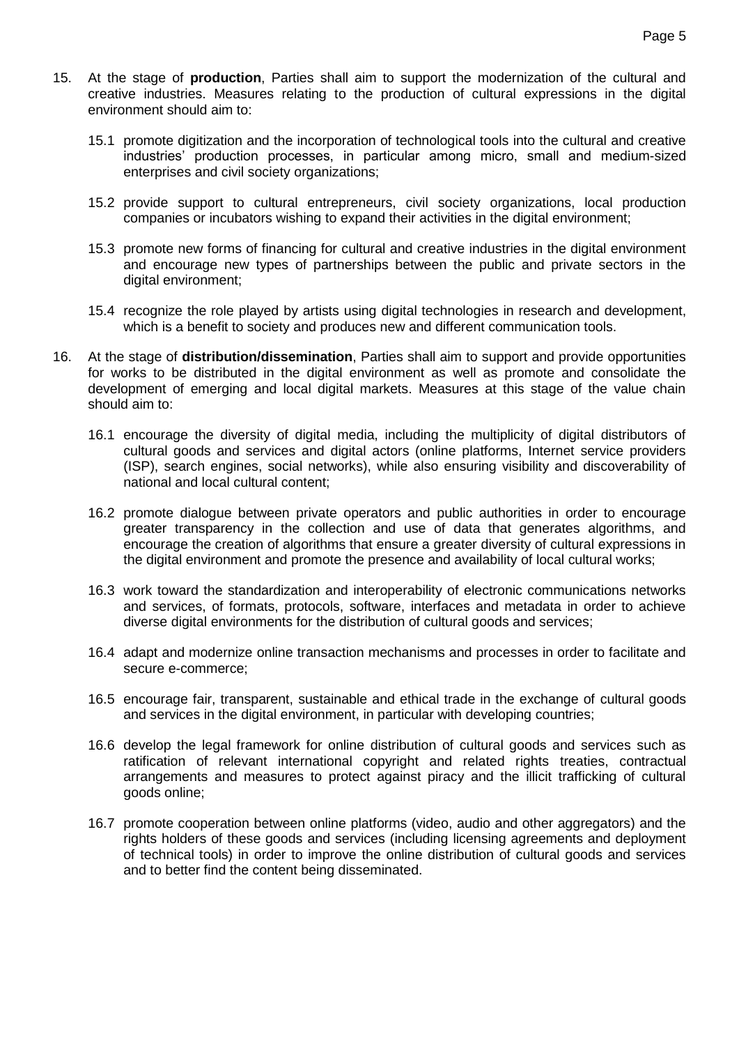15. At the stage of **production**, Parties shall aim to support the modernization of the cultural and creative industries. Measures relating to the production of cultural expressions in the digital environment should aim to:

    15.1 promote digitization and the incorporation of technological tools into the cultural and creative industries' production processes, in particular among micro, small and medium-sized enterprises and civil society organizations;

    15.2 provide support to cultural entrepreneurs, civil society organizations, local production companies or incubators wishing to expand their activities in the digital environment;

    15.3 promote new forms of financing for cultural and creative industries in the digital environment and encourage new types of partnerships between the public and private sectors in the digital environment;

    15.4 recognize the role played by artists using digital technologies in research and development, which is a benefit to society and produces new and different communication tools.

16. At the stage of **distribution/dissemination**, Parties shall aim to support and provide opportunities for works to be distributed in the digital environment as well as promote and consolidate the development of emerging and local digital markets. Measures at this stage of the value chain should aim to:

    16.1 encourage the diversity of digital media, including the multiplicity of digital distributors of cultural goods and services and digital actors (online platforms, Internet service providers (ISP), search engines, social networks), while also ensuring visibility and discoverability of national and local cultural content;

    16.2 promote dialogue between private operators and public authorities in order to encourage greater transparency in the collection and use of data that generates algorithms, and encourage the creation of algorithms that ensure a greater diversity of cultural expressions in the digital environment and promote the presence and availability of local cultural works;

    16.3 work toward the standardization and interoperability of electronic communications networks and services, of formats, protocols, software, interfaces and metadata in order to achieve diverse digital environments for the distribution of cultural goods and services;

    16.4 adapt and modernize online transaction mechanisms and processes in order to facilitate and secure e-commerce;

    16.5 encourage fair, transparent, sustainable and ethical trade in the exchange of cultural goods and services in the digital environment, in particular with developing countries;

    16.6 develop the legal framework for online distribution of cultural goods and services such as ratification of relevant international copyright and related rights treaties, contractual arrangements and measures to protect against piracy and the illicit trafficking of cultural goods online;

    16.7 promote cooperation between online platforms (video, audio and other aggregators) and the rights holders of these goods and services (including licensing agreements and deployment of technical tools) in order to improve the online distribution of cultural goods and services and to better find the content being disseminated.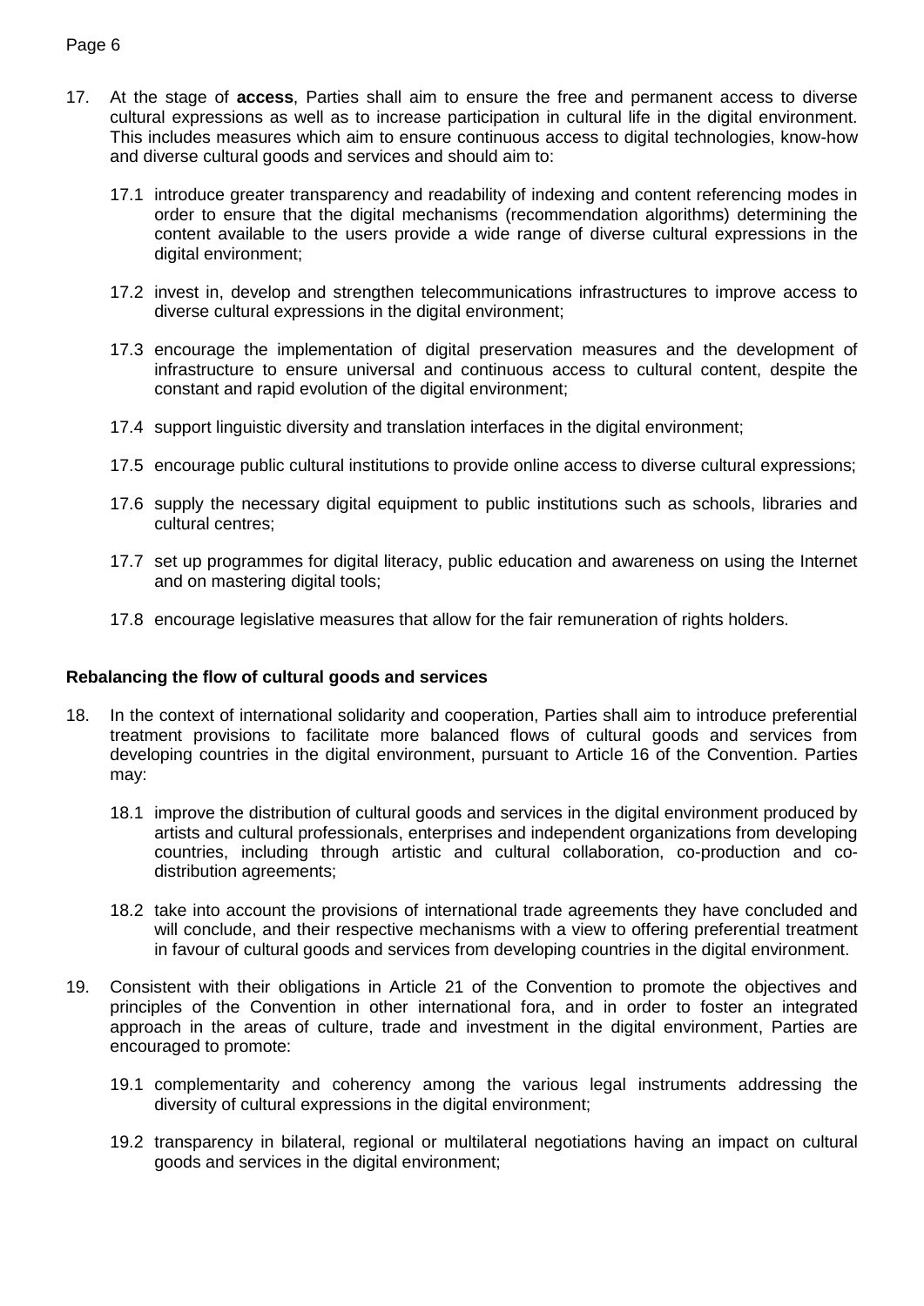17. At the stage of **access**, Parties shall aim to ensure the free and permanent access to diverse cultural expressions as well as to increase participation in cultural life in the digital environment. This includes measures which aim to ensure continuous access to digital technologies, know-how and diverse cultural goods and services and should aim to:

    17.1 introduce greater transparency and readability of indexing and content referencing modes in order to ensure that the digital mechanisms (recommendation algorithms) determining the content available to the users provide a wide range of diverse cultural expressions in the digital environment;

    17.2 invest in, develop and strengthen telecommunications infrastructures to improve access to diverse cultural expressions in the digital environment;

    17.3 encourage the implementation of digital preservation measures and the development of infrastructure to ensure universal and continuous access to cultural content, despite the constant and rapid evolution of the digital environment;

    17.4 support linguistic diversity and translation interfaces in the digital environment;

    17.5 encourage public cultural institutions to provide online access to diverse cultural expressions;

    17.6 supply the necessary digital equipment to public institutions such as schools, libraries and cultural centres;

    17.7 set up programmes for digital literacy, public education and awareness on using the Internet and on mastering digital tools;

    17.8 encourage legislative measures that allow for the fair remuneration of rights holders.

**Rebalancing the flow of cultural goods and services**

18. In the context of international solidarity and cooperation, Parties shall aim to introduce preferential treatment provisions to facilitate more balanced flows of cultural goods and services from developing countries in the digital environment, pursuant to Article 16 of the Convention. Parties may:

    18.1 improve the distribution of cultural goods and services in the digital environment produced by artists and cultural professionals, enterprises and independent organizations from developing countries, including through artistic and cultural collaboration, co-production and co-distribution agreements;

    18.2 take into account the provisions of international trade agreements they have concluded and will conclude, and their respective mechanisms with a view to offering preferential treatment in favour of cultural goods and services from developing countries in the digital environment.

19. Consistent with their obligations in Article 21 of the Convention to promote the objectives and principles of the Convention in other international fora, and in order to foster an integrated approach in the areas of culture, trade and investment in the digital environment, Parties are encouraged to promote:

    19.1 complementarity and coherency among the various legal instruments addressing the diversity of cultural expressions in the digital environment;

    19.2 transparency in bilateral, regional or multilateral negotiations having an impact on cultural goods and services in the digital environment;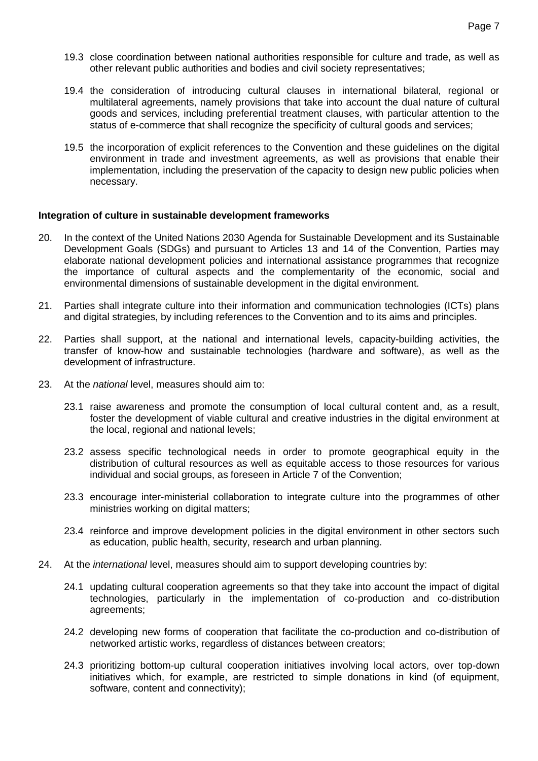19.3 close coordination between national authorities responsible for culture and trade, as well as other relevant public authorities and bodies and civil society representatives;

19.4 the consideration of introducing cultural clauses in international bilateral, regional or multilateral agreements, namely provisions that take into account the dual nature of cultural goods and services, including preferential treatment clauses, with particular attention to the status of e-commerce that shall recognize the specificity of cultural goods and services;

19.5 the incorporation of explicit references to the Convention and these guidelines on the digital environment in trade and investment agreements, as well as provisions that enable their implementation, including the preservation of the capacity to design new public policies when necessary.

**Integration of culture in sustainable development frameworks**

20. In the context of the United Nations 2030 Agenda for Sustainable Development and its Sustainable Development Goals (SDGs) and pursuant to Articles 13 and 14 of the Convention, Parties may elaborate national development policies and international assistance programmes that recognize the importance of cultural aspects and the complementarity of the economic, social and environmental dimensions of sustainable development in the digital environment.

21. Parties shall integrate culture into their information and communication technologies (ICTs) plans and digital strategies, by including references to the Convention and to its aims and principles.

22. Parties shall support, at the national and international levels, capacity-building activities, the transfer of know-how and sustainable technologies (hardware and software), as well as the development of infrastructure.

23. At the *national* level, measures should aim to:

    23.1 raise awareness and promote the consumption of local cultural content and, as a result, foster the development of viable cultural and creative industries in the digital environment at the local, regional and national levels;

    23.2 assess specific technological needs in order to promote geographical equity in the distribution of cultural resources as well as equitable access to those resources for various individual and social groups, as foreseen in Article 7 of the Convention;

    23.3 encourage inter-ministerial collaboration to integrate culture into the programmes of other ministries working on digital matters;

    23.4 reinforce and improve development policies in the digital environment in other sectors such as education, public health, security, research and urban planning.

24. At the *international* level, measures should aim to support developing countries by:

    24.1 updating cultural cooperation agreements so that they take into account the impact of digital technologies, particularly in the implementation of co-production and co-distribution agreements;

    24.2 developing new forms of cooperation that facilitate the co-production and co-distribution of networked artistic works, regardless of distances between creators;

    24.3 prioritizing bottom-up cultural cooperation initiatives involving local actors, over top-down initiatives which, for example, are restricted to simple donations in kind (of equipment, software, content and connectivity);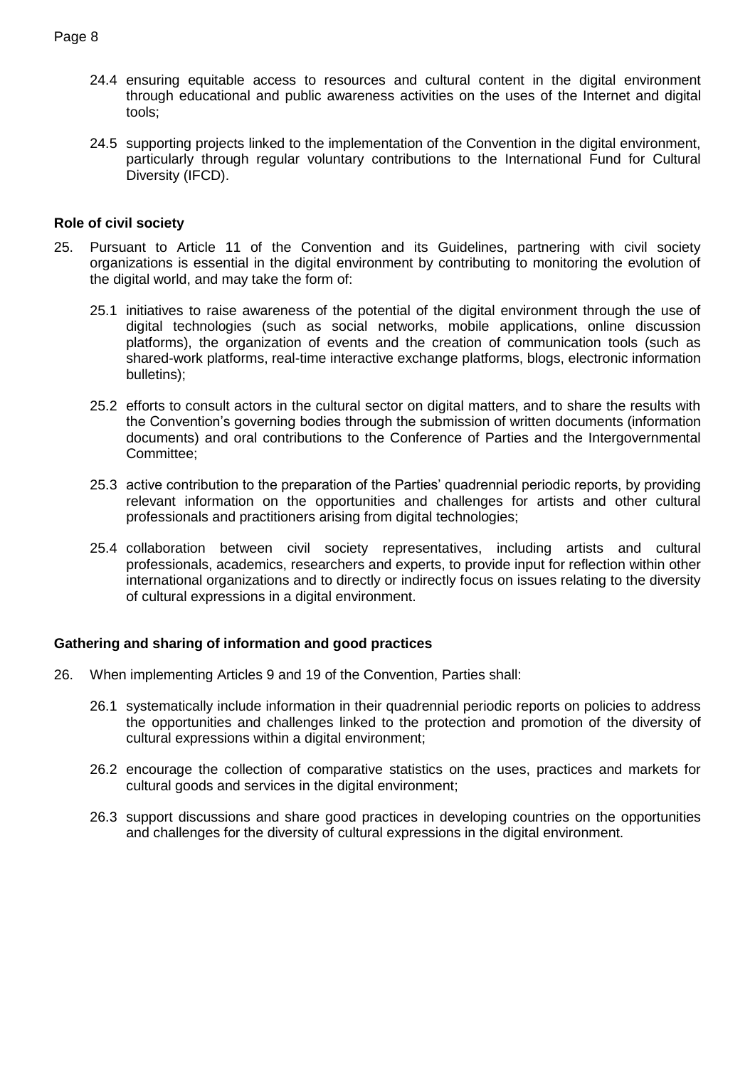24.4 ensuring equitable access to resources and cultural content in the digital environment through educational and public awareness activities on the uses of the Internet and digital tools;

24.5 supporting projects linked to the implementation of the Convention in the digital environment, particularly through regular voluntary contributions to the International Fund for Cultural Diversity (IFCD).

**Role of civil society**

25. Pursuant to Article 11 of the Convention and its Guidelines, partnering with civil society organizations is essential in the digital environment by contributing to monitoring the evolution of the digital world, and may take the form of:

    25.1 initiatives to raise awareness of the potential of the digital environment through the use of digital technologies (such as social networks, mobile applications, online discussion platforms), the organization of events and the creation of communication tools (such as shared-work platforms, real-time interactive exchange platforms, blogs, electronic information bulletins);

    25.2 efforts to consult actors in the cultural sector on digital matters, and to share the results with the Convention's governing bodies through the submission of written documents (information documents) and oral contributions to the Conference of Parties and the Intergovernmental Committee;

    25.3 active contribution to the preparation of the Parties' quadrennial periodic reports, by providing relevant information on the opportunities and challenges for artists and other cultural professionals and practitioners arising from digital technologies;

    25.4 collaboration between civil society representatives, including artists and cultural professionals, academics, researchers and experts, to provide input for reflection within other international organizations and to directly or indirectly focus on issues relating to the diversity of cultural expressions in a digital environment.

**Gathering and sharing of information and good practices**

26. When implementing Articles 9 and 19 of the Convention, Parties shall:

    26.1 systematically include information in their quadrennial periodic reports on policies to address the opportunities and challenges linked to the protection and promotion of the diversity of cultural expressions within a digital environment;

    26.2 encourage the collection of comparative statistics on the uses, practices and markets for cultural goods and services in the digital environment;

    26.3 support discussions and share good practices in developing countries on the opportunities and challenges for the diversity of cultural expressions in the digital environment.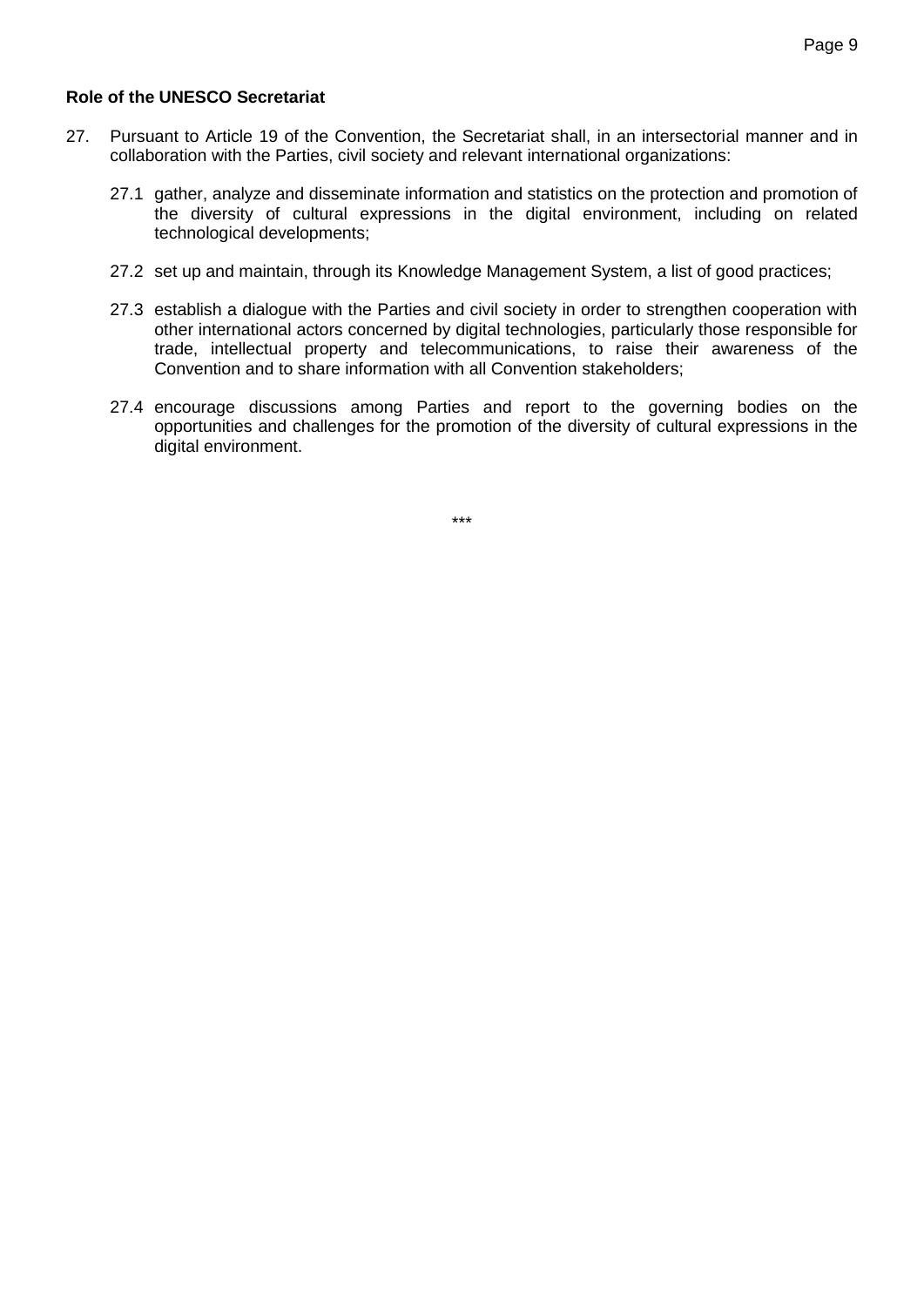**Role of the UNESCO Secretariat**

27. Pursuant to Article 19 of the Convention, the Secretariat shall, in an intersectorial manner and in collaboration with the Parties, civil society and relevant international organizations:

    27.1 gather, analyze and disseminate information and statistics on the protection and promotion of the diversity of cultural expressions in the digital environment, including on related technological developments;

    27.2 set up and maintain, through its Knowledge Management System, a list of good practices;

    27.3 establish a dialogue with the Parties and civil society in order to strengthen cooperation with other international actors concerned by digital technologies, particularly those responsible for trade, intellectual property and telecommunications, to raise their awareness of the Convention and to share information with all Convention stakeholders;

    27.4 encourage discussions among Parties and report to the governing bodies on the opportunities and challenges for the promotion of the diversity of cultural expressions in the digital environment.

***